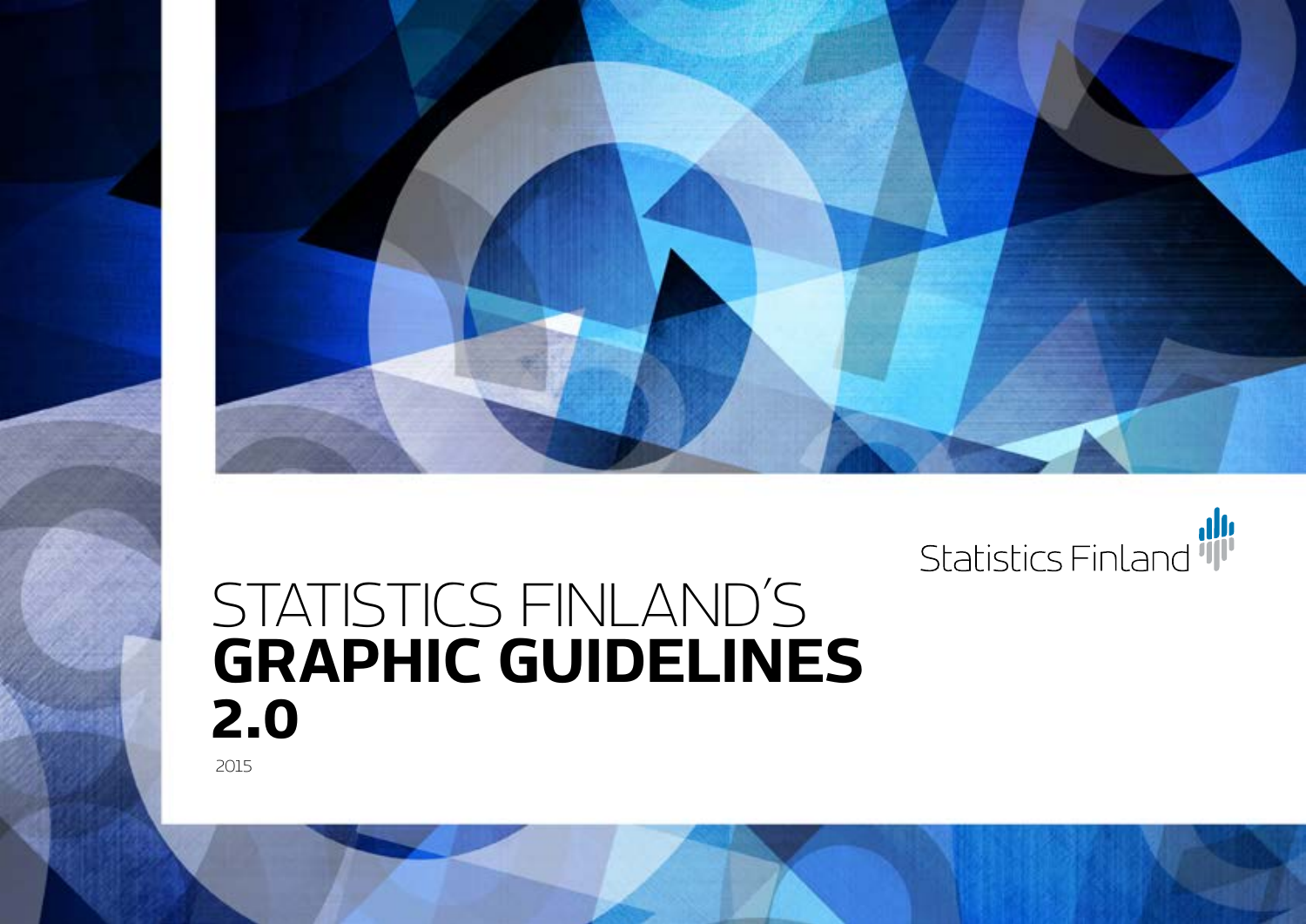Statistics Finland

# STATISTICS FINLAND´S **GRAPHIC GUIDELINES 2.0**

2015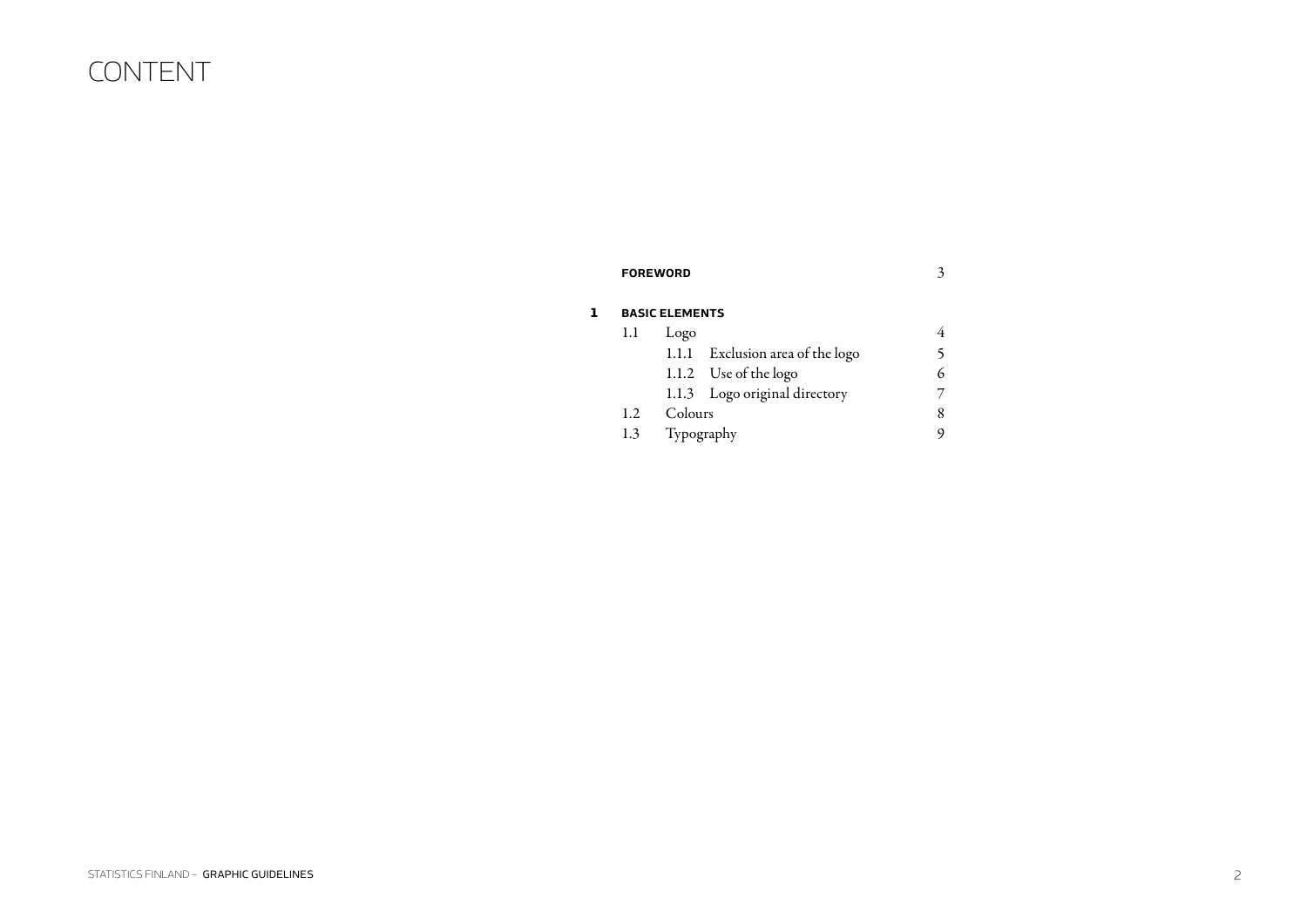# CONTENT

| | | | |
|---|---|---|---|
| | **FOREWORD** | | 3 |
| **1** | **BASIC ELEMENTS** | | |
| | 1.1 | Logo | 4 |
| | | 1.1.1 Exclusion area of the logo | 5 |
| | | 1.1.2 Use of the logo | 6 |
| | | 1.1.3 Logo original directory | 7 |
| | 1.2 | Colours | 8 |
| | 1.3 | Typography | 9 |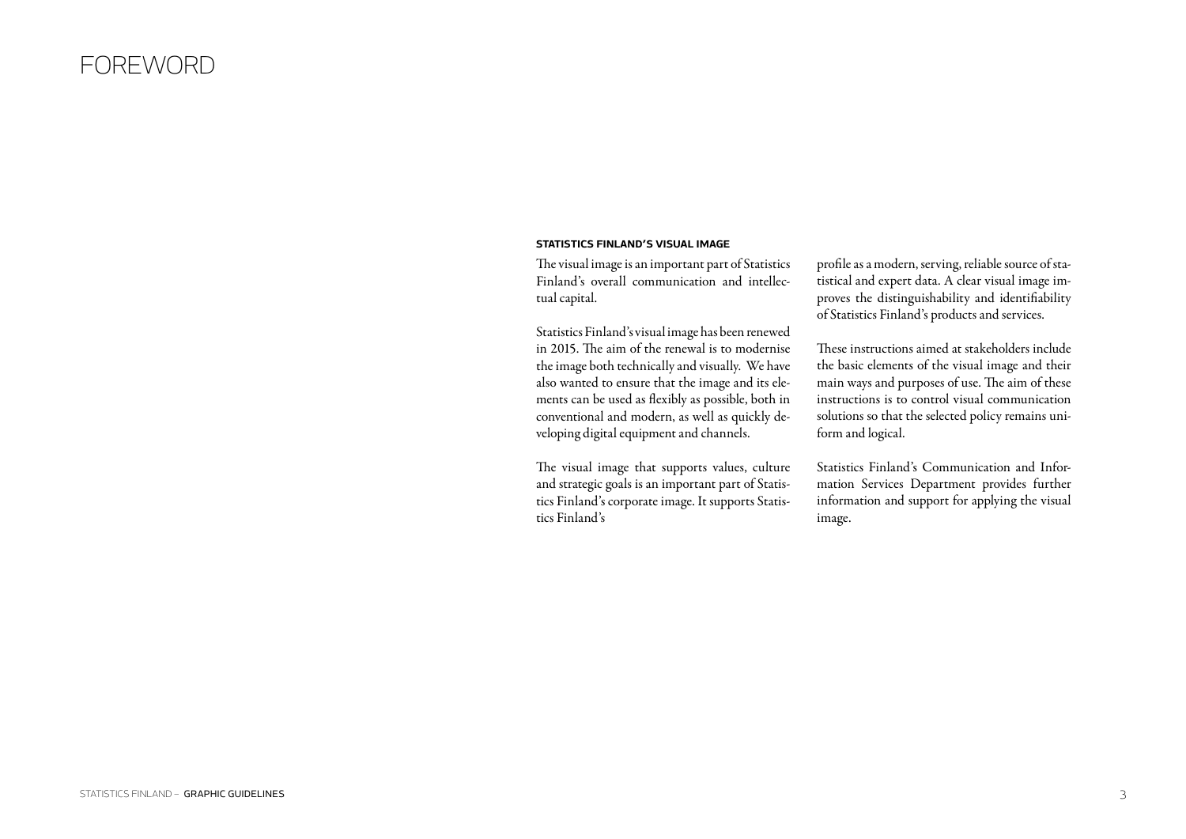# FOREWORD

**STATISTICS FINLAND'S VISUAL IMAGE**

The visual image is an important part of Statistics Finland's overall communication and intellectual capital.

Statistics Finland's visual image has been renewed in 2015. The aim of the renewal is to modernise the image both technically and visually. We have also wanted to ensure that the image and its elements can be used as flexibly as possible, both in conventional and modern, as well as quickly developing digital equipment and channels.

The visual image that supports values, culture and strategic goals is an important part of Statistics Finland's corporate image. It supports Statistics Finland's profile as a modern, serving, reliable source of statistical and expert data. A clear visual image improves the distinguishability and identifiability of Statistics Finland's products and services.

These instructions aimed at stakeholders include the basic elements of the visual image and their main ways and purposes of use. The aim of these instructions is to control visual communication solutions so that the selected policy remains uniform and logical.

Statistics Finland's Communication and Information Services Department provides further information and support for applying the visual image.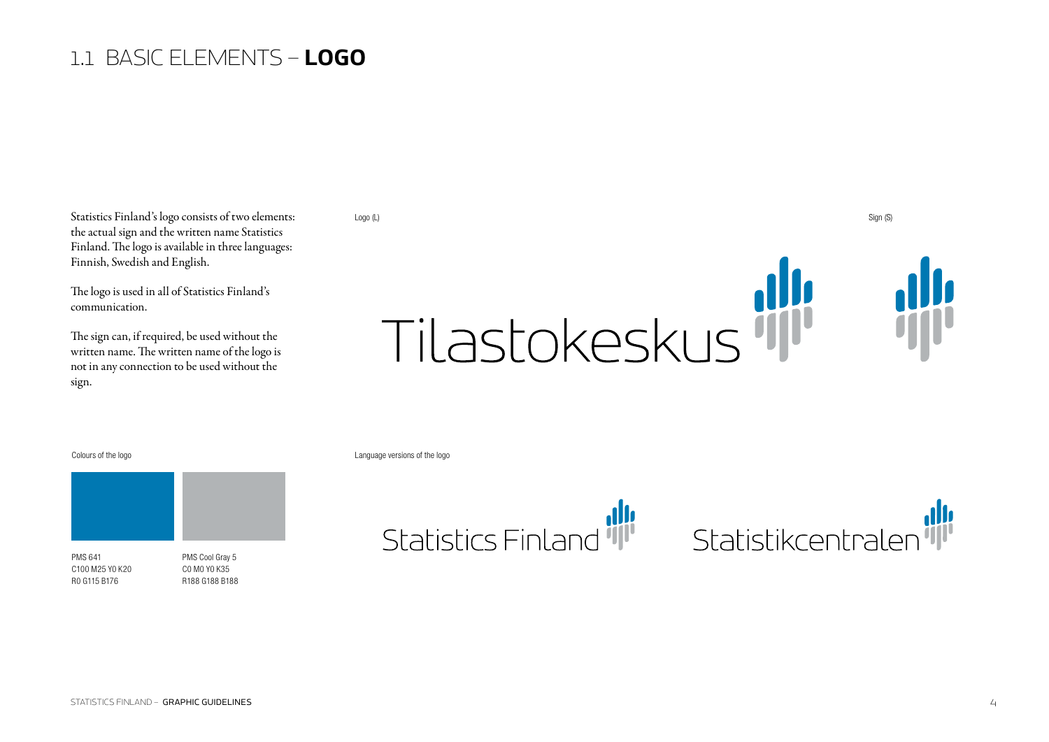# 1.1 BASIC ELEMENTS – **LOGO**

Statistics Finland's logo consists of two elements: the actual sign and the written name Statistics Finland. The logo is available in three languages: Finnish, Swedish and English.

The logo is used in all of Statistics Finland's communication.

The sign can, if required, be used without the written name. The written name of the logo is not in any connection to be used without the sign.

Logo (L)

Tilastokeskus

Sign (S)

Colours of the logo

| PMS 641 | PMS Cool Gray 5 |
|---|---|
| C100 M25 Y0 K20 | C0 M0 Y0 K35 |
| R0 G115 B176 | R188 G188 B188 |

Language versions of the logo

Statistics Finland

Statistikcentralen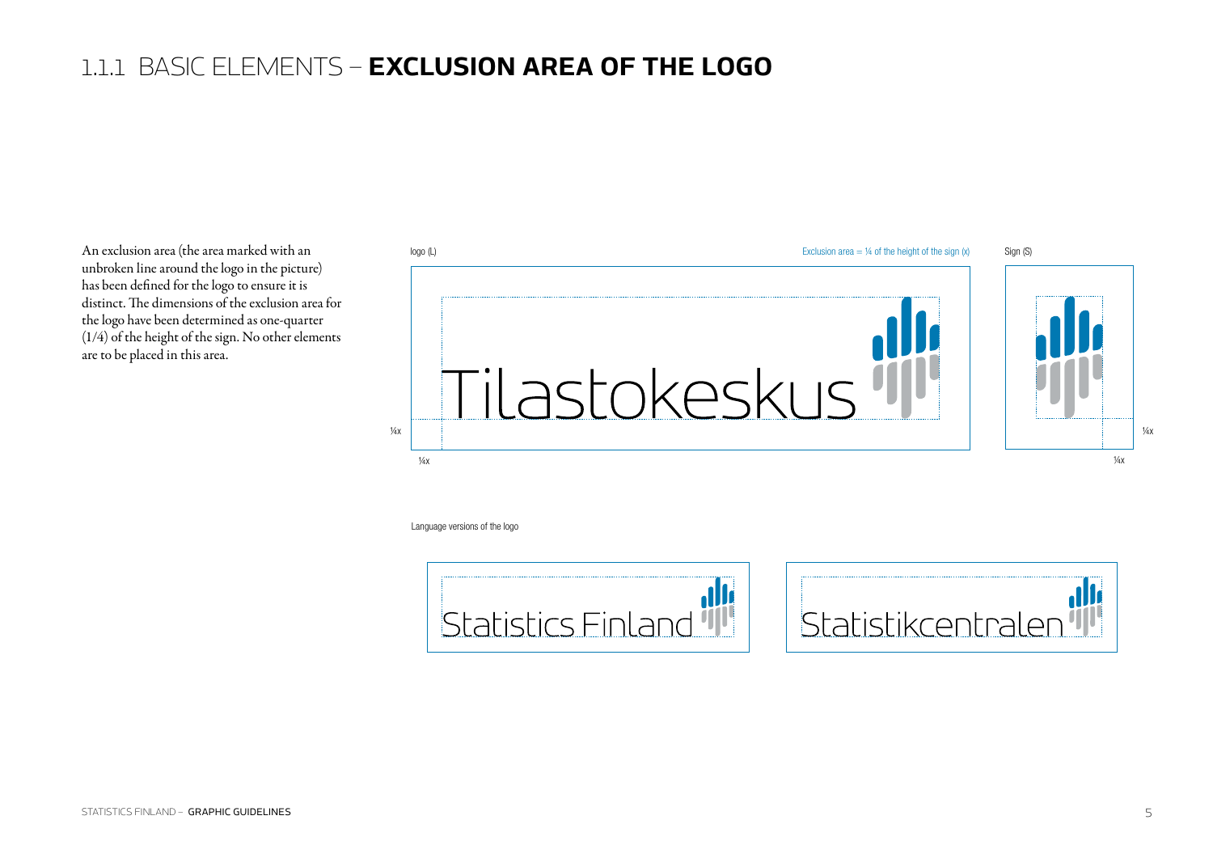# 1.1.1 BASIC ELEMENTS – **EXCLUSION AREA OF THE LOGO**

An exclusion area (the area marked with an unbroken line around the logo in the picture) has been defined for the logo to ensure it is distinct. The dimensions of the exclusion area for the logo have been determined as one-quarter (1/4) of the height of the sign. No other elements are to be placed in this area.

logo (L)

Exclusion area = ¼ of the height of the sign (x)

Sign (S)

Tilastokeskus

¼x

¼x

¼x

¼x

Language versions of the logo

Statistics Finland

Statistikcentralen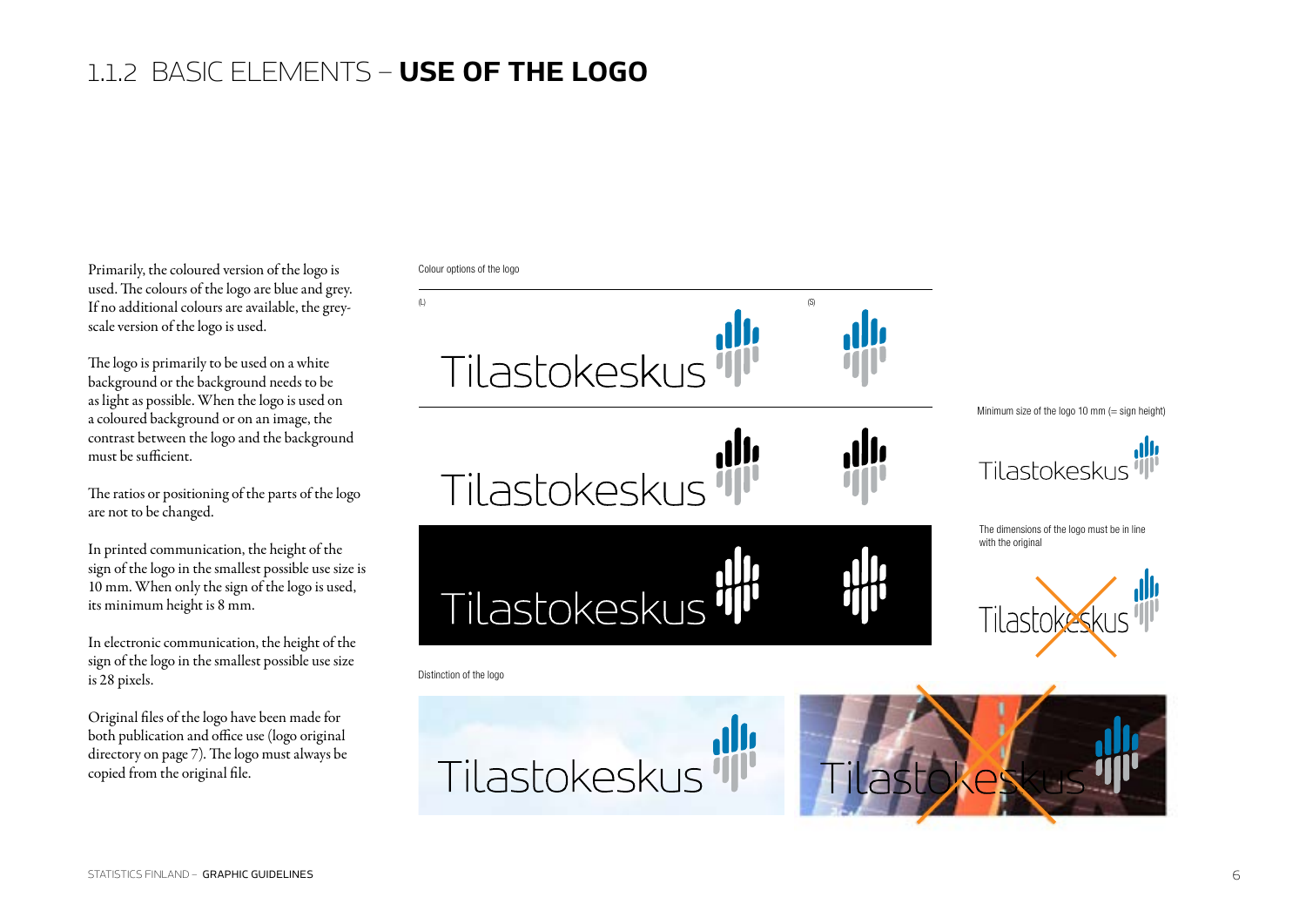# 1.1.2 BASIC ELEMENTS – **USE OF THE LOGO**

Primarily, the coloured version of the logo is used. The colours of the logo are blue and grey. If no additional colours are available, the grey-scale version of the logo is used.

The logo is primarily to be used on a white background or the background needs to be as light as possible. When the logo is used on a coloured background or on an image, the contrast between the logo and the background must be sufficient.

The ratios or positioning of the parts of the logo are not to be changed.

In printed communication, the height of the sign of the logo in the smallest possible use size is 10 mm. When only the sign of the logo is used, its minimum height is 8 mm.

In electronic communication, the height of the sign of the logo in the smallest possible use size is 28 pixels.

Original files of the logo have been made for both publication and office use (logo original directory on page 7). The logo must always be copied from the original file.

Colour options of the logo

(L)

(S)

Tilastokeskus

Tilastokeskus

Tilastokeskus

Distinction of the logo

Tilastokeskus

Tilastokeskus

Minimum size of the logo 10 mm (= sign height)

Tilastokeskus

The dimensions of the logo must be in line with the original

Tilastokeskus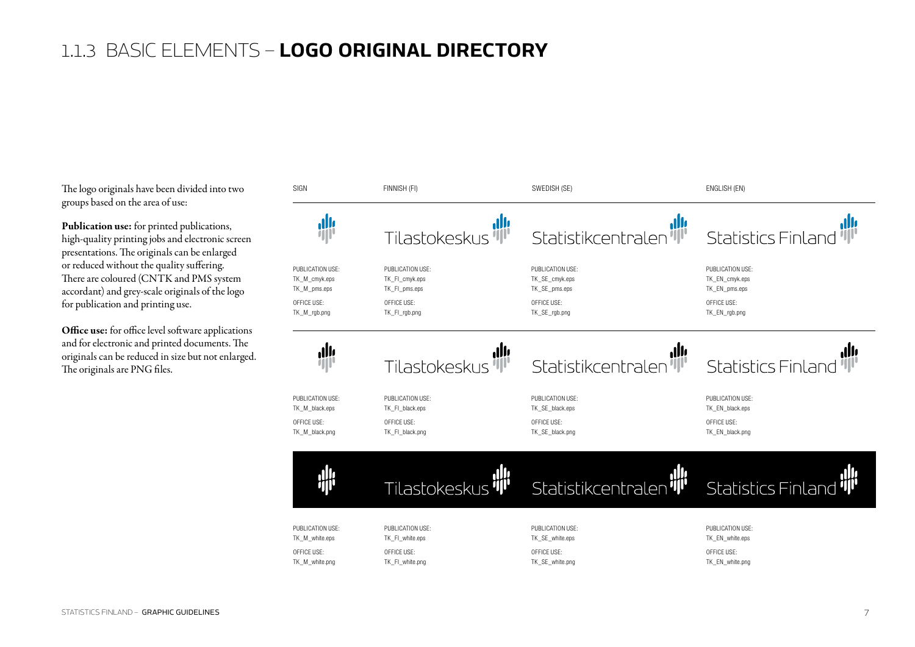# 1.1.3 BASIC ELEMENTS – **LOGO ORIGINAL DIRECTORY**

The logo originals have been divided into two groups based on the area of use:

**Publication use:** for printed publications, high-quality printing jobs and electronic screen presentations. The originals can be enlarged or reduced without the quality suffering. There are coloured (CNTK and PMS system accordant) and grey-scale originals of the logo for publication and printing use.

**Office use:** for office level software applications and for electronic and printed documents. The originals can be reduced in size but not enlarged. The originals are PNG files.

| SIGN | FINNISH (FI) | SWEDISH (SE) | ENGLISH (EN) |
|---|---|---|---|
| | Tilastokeskus | Statistikcentralen | Statistics Finland |
| PUBLICATION USE: TK_M_cmyk.eps TK_M_pms.eps OFFICE USE: TK_M_rgb.png | PUBLICATION USE: TK_FI_cmyk.eps TK_FI_pms.eps OFFICE USE: TK_FI_rgb.png | PUBLICATION USE: TK_SE_cmyk.eps TK_SE_pms.eps OFFICE USE: TK_SE_rgb.png | PUBLICATION USE: TK_EN_cmyk.eps TK_EN_pms.eps OFFICE USE: TK_EN_rgb.png |
| | Tilastokeskus | Statistikcentralen | Statistics Finland |
| PUBLICATION USE: TK_M_black.eps OFFICE USE: TK_M_black.png | PUBLICATION USE: TK_FI_black.eps OFFICE USE: TK_FI_black.png | PUBLICATION USE: TK_SE_black.eps OFFICE USE: TK_SE_black.png | PUBLICATION USE: TK_EN_black.eps OFFICE USE: TK_EN_black.png |
| | Tilastokeskus | Statistikcentralen | Statistics Finland |
| PUBLICATION USE: TK_M_white.eps OFFICE USE: TK_M_white.png | PUBLICATION USE: TK_FI_white.eps OFFICE USE: TK_FI_white.png | PUBLICATION USE: TK_SE_white.eps OFFICE USE: TK_SE_white.png | PUBLICATION USE: TK_EN_white.eps OFFICE USE: TK_EN_white.png |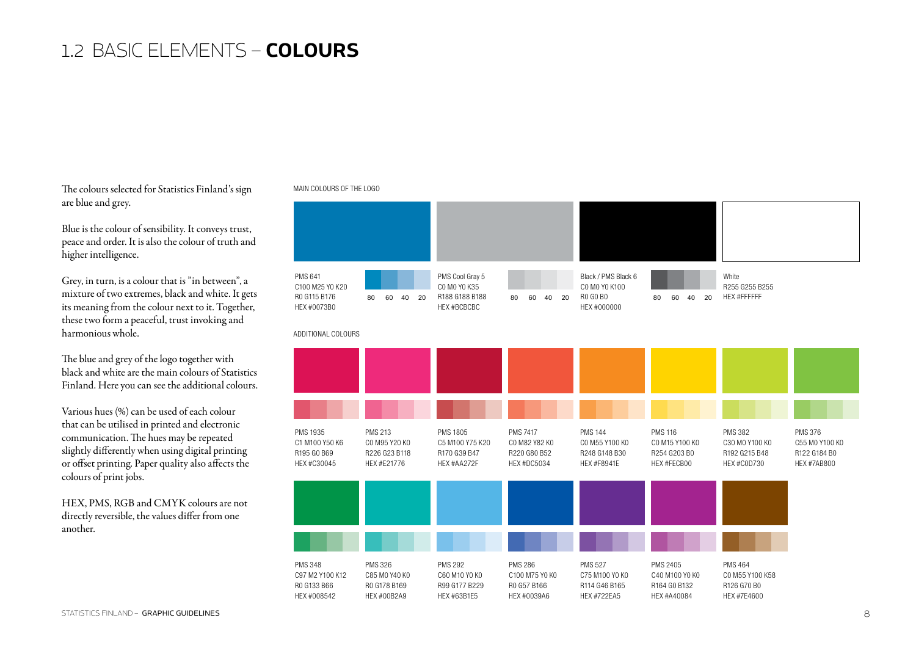# 1.2 BASIC ELEMENTS – **COLOURS**

The colours selected for Statistics Finland's sign are blue and grey.

Blue is the colour of sensibility. It conveys trust, peace and order. It is also the colour of truth and higher intelligence.

Grey, in turn, is a colour that is "in between", a mixture of two extremes, black and white. It gets its meaning from the colour next to it. Together, these two form a peaceful, trust invoking and harmonious whole.

The blue and grey of the logo together with black and white are the main colours of Statistics Finland. Here you can see the additional colours.

Various hues (%) can be used of each colour that can be utilised in printed and electronic communication. The hues may be repeated slightly differently when using digital printing or offset printing. Paper quality also affects the colours of print jobs.

HEX, PMS, RGB and CMYK colours are not directly reversible, the values differ from one another.

MAIN COLOURS OF THE LOGO

| Colour | CMYK | RGB | HEX | Hues |
|---|---|---|---|---|
| PMS 641 | C100 M25 Y0 K20 | R0 G115 B176 | HEX #0073B0 | 80 60 40 20 |
| PMS Cool Gray 5 | C0 M0 Y0 K35 | R188 G188 B188 | HEX #BCBCBC | 80 60 40 20 |
| Black / PMS Black 6 | C0 M0 Y0 K100 | R0 G0 B0 | HEX #000000 | 80 60 40 20 |
| White | | R255 G255 B255 | HEX #FFFFFF | |

ADDITIONAL COLOURS

| Colour | CMYK | RGB | HEX |
|---|---|---|---|
| PMS 1935 | C1 M100 Y50 K6 | R195 G0 B69 | HEX #C30045 |
| PMS 213 | C0 M95 Y20 K0 | R226 G23 B118 | HEX #E21776 |
| PMS 1805 | C5 M100 Y75 K20 | R170 G39 B47 | HEX #AA272F |
| PMS 7417 | C0 M82 Y82 K0 | R220 G80 B52 | HEX #DC5034 |
| PMS 144 | C0 M55 Y100 K0 | R248 G148 B30 | HEX #F8941E |
| PMS 116 | C0 M15 Y100 K0 | R254 G203 B0 | HEX #FECB00 |
| PMS 382 | C30 M0 Y100 K0 | R192 G215 B48 | HEX #C0D730 |
| PMS 376 | C55 M0 Y100 K0 | R122 G184 B0 | HEX #7AB800 |
| PMS 348 | C97 M2 Y100 K12 | R0 G133 B66 | HEX #008542 |
| PMS 326 | C85 M0 Y40 K0 | R0 G178 B169 | HEX #00B2A9 |
| PMS 292 | C60 M10 Y0 K0 | R99 G177 B229 | HEX #63B1E5 |
| PMS 286 | C100 M75 Y0 K0 | R0 G57 B166 | HEX #0039A6 |
| PMS 527 | C75 M100 Y0 K0 | R114 G46 B165 | HEX #722EA5 |
| PMS 2405 | C40 M100 Y0 K0 | R164 G0 B132 | HEX #A40084 |
| PMS 464 | C0 M55 Y100 K58 | R126 G70 B0 | HEX #7E4600 |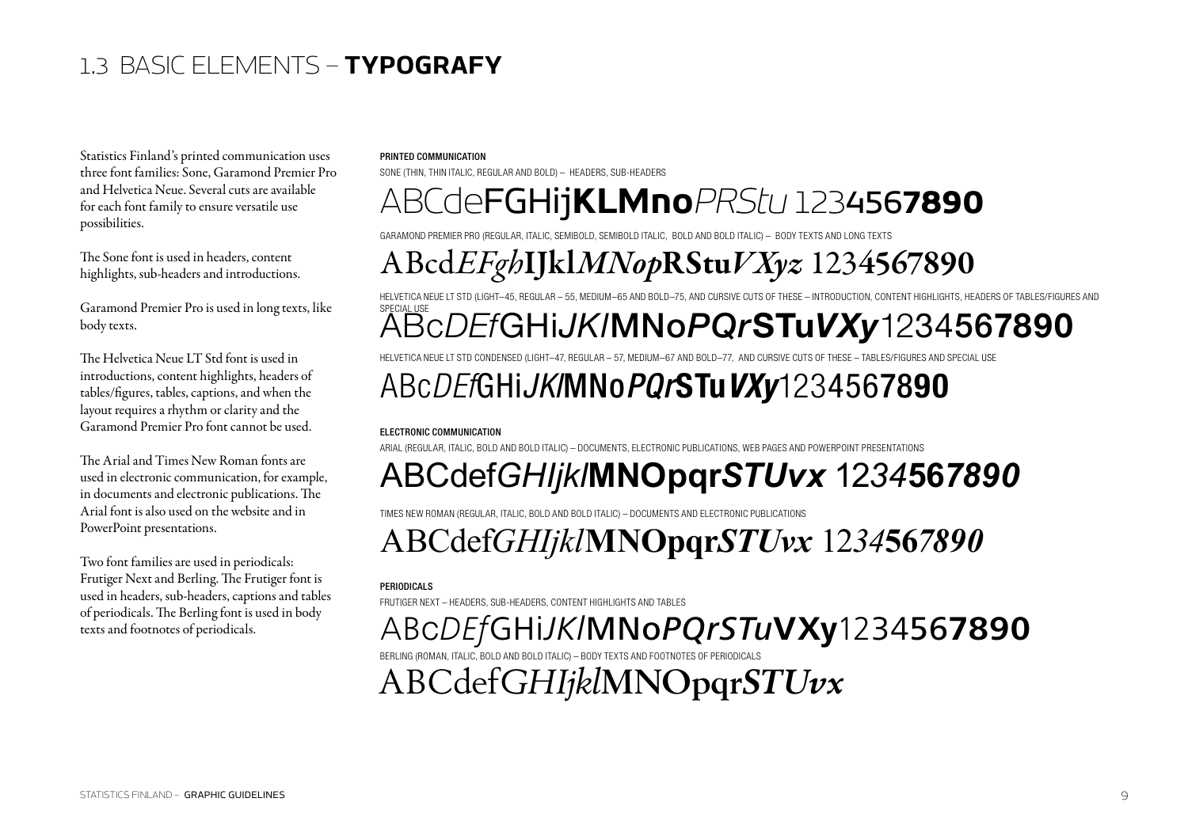# 1.3 BASIC ELEMENTS – **TYPOGRAFY**

Statistics Finland's printed communication uses three font families: Sone, Garamond Premier Pro and Helvetica Neue. Several cuts are available for each font family to ensure versatile use possibilities.

The Sone font is used in headers, content highlights, sub-headers and introductions.

Garamond Premier Pro is used in long texts, like body texts.

The Helvetica Neue LT Std font is used in introductions, content highlights, headers of tables/figures, tables, captions, and when the layout requires a rhythm or clarity and the Garamond Premier Pro font cannot be used.

The Arial and Times New Roman fonts are used in electronic communication, for example, in documents and electronic publications. The Arial font is also used on the website and in PowerPoint presentations.

Two font families are used in periodicals: Frutiger Next and Berling. The Frutiger font is used in headers, sub-headers, captions and tables of periodicals. The Berling font is used in body texts and footnotes of periodicals.

**PRINTED COMMUNICATION**

SONE (THIN, THIN ITALIC, REGULAR AND BOLD) – HEADERS, SUB-HEADERS

ABCdeFGHij**KLMno***PRStu* 123456**7890**

GARAMOND PREMIER PRO (REGULAR, ITALIC, SEMIBOLD, SEMIBOLD ITALIC, BOLD AND BOLD ITALIC) – BODY TEXTS AND LONG TEXTS

ABcd*EFgh***IJkl***MNop***RStu***VXyz* 1234567890

HELVETICA NEUE LT STD (LIGHT–45, REGULAR – 55, MEDIUM–65 AND BOLD–75, AND CURSIVE CUTS OF THESE – INTRODUCTION, CONTENT HIGHLIGHTS, HEADERS OF TABLES/FIGURES AND SPECIAL USE

ABc*DEf*GHi*JKl***MNo***PQr***STu***VXy*1234567890

HELVETICA NEUE LT STD CONDENSED (LIGHT–47, REGULAR – 57, MEDIUM–67 AND BOLD–77, AND CURSIVE CUTS OF THESE – TABLES/FIGURES AND SPECIAL USE

ABc*DEf*GHi*JKl***MNo***PQr***STu***VXy*1234567890

**ELECTRONIC COMMUNICATION**

ARIAL (REGULAR, ITALIC, BOLD AND BOLD ITALIC) – DOCUMENTS, ELECTRONIC PUBLICATIONS, WEB PAGES AND POWERPOINT PRESENTATIONS

ABCdef*GHIjkl***MNOpqr*****STUvx*** 1234567890

TIMES NEW ROMAN (REGULAR, ITALIC, BOLD AND BOLD ITALIC) – DOCUMENTS AND ELECTRONIC PUBLICATIONS

ABCdef*GHIjkl***MNOpqr*****STUvx*** 1234567890

**PERIODICALS**

FRUTIGER NEXT – HEADERS, SUB-HEADERS, CONTENT HIGHLIGHTS AND TABLES

ABc*DEf*GHi*JKl***MNo***PQrSTu***VXy**1234567890

BERLING (ROMAN, ITALIC, BOLD AND BOLD ITALIC) – BODY TEXTS AND FOOTNOTES OF PERIODICALS

ABCdef*GHIjkl***MNOpqr*****STUvx***